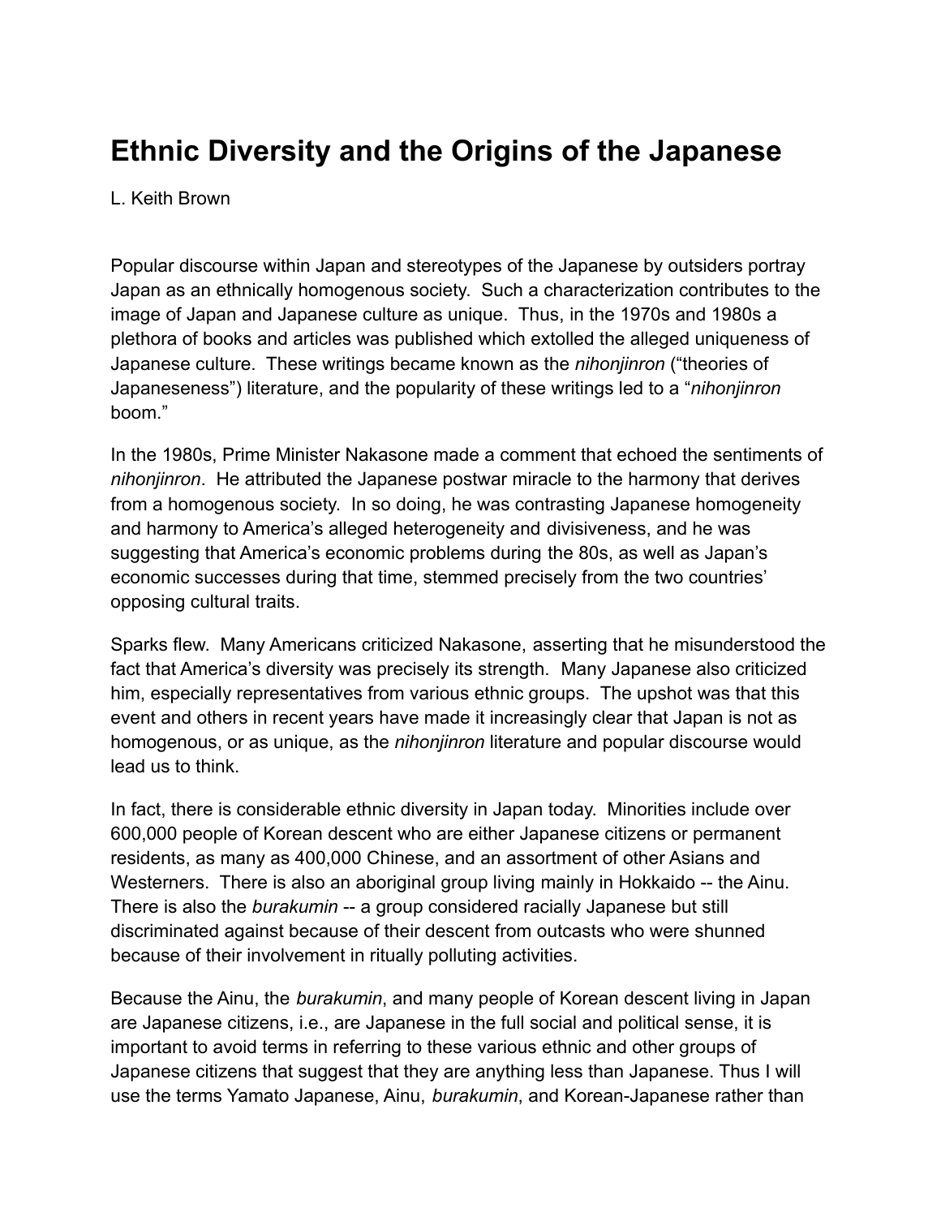# Ethnic Diversity and the Origins of the Japanese

L. Keith Brown

Popular discourse within Japan and stereotypes of the Japanese by outsiders portray Japan as an ethnically homogenous society. Such a characterization contributes to the image of Japan and Japanese culture as unique. Thus, in the 1970s and 1980s a plethora of books and articles was published which extolled the alleged uniqueness of Japanese culture. These writings became known as the *nihonjinron* ("theories of Japaneseness") literature, and the popularity of these writings led to a "*nihonjinron* boom."

In the 1980s, Prime Minister Nakasone made a comment that echoed the sentiments of *nihonjinron*. He attributed the Japanese postwar miracle to the harmony that derives from a homogenous society. In so doing, he was contrasting Japanese homogeneity and harmony to America's alleged heterogeneity and divisiveness, and he was suggesting that America's economic problems during the 80s, as well as Japan's economic successes during that time, stemmed precisely from the two countries' opposing cultural traits.

Sparks flew. Many Americans criticized Nakasone, asserting that he misunderstood the fact that America's diversity was precisely its strength. Many Japanese also criticized him, especially representatives from various ethnic groups. The upshot was that this event and others in recent years have made it increasingly clear that Japan is not as homogenous, or as unique, as the *nihonjinron* literature and popular discourse would lead us to think.

In fact, there is considerable ethnic diversity in Japan today. Minorities include over 600,000 people of Korean descent who are either Japanese citizens or permanent residents, as many as 400,000 Chinese, and an assortment of other Asians and Westerners. There is also an aboriginal group living mainly in Hokkaido -- the Ainu. There is also the *burakumin* -- a group considered racially Japanese but still discriminated against because of their descent from outcasts who were shunned because of their involvement in ritually polluting activities.

Because the Ainu, the *burakumin*, and many people of Korean descent living in Japan are Japanese citizens, i.e., are Japanese in the full social and political sense, it is important to avoid terms in referring to these various ethnic and other groups of Japanese citizens that suggest that they are anything less than Japanese. Thus I will use the terms Yamato Japanese, Ainu, *burakumin*, and Korean-Japanese rather than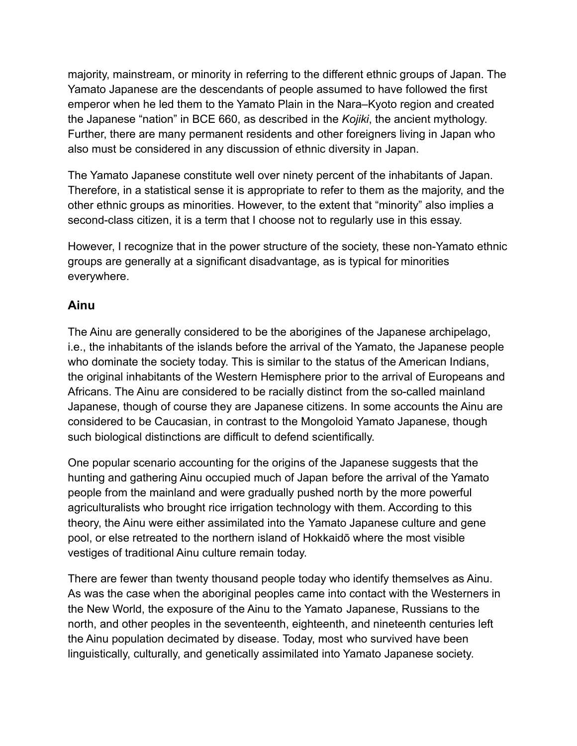majority, mainstream, or minority in referring to the different ethnic groups of Japan. The Yamato Japanese are the descendants of people assumed to have followed the first emperor when he led them to the Yamato Plain in the Nara–Kyoto region and created the Japanese "nation" in BCE 660, as described in the *Kojiki*, the ancient mythology. Further, there are many permanent residents and other foreigners living in Japan who also must be considered in any discussion of ethnic diversity in Japan.

The Yamato Japanese constitute well over ninety percent of the inhabitants of Japan. Therefore, in a statistical sense it is appropriate to refer to them as the majority, and the other ethnic groups as minorities. However, to the extent that "minority" also implies a second-class citizen, it is a term that I choose not to regularly use in this essay.

However, I recognize that in the power structure of the society, these non-Yamato ethnic groups are generally at a significant disadvantage, as is typical for minorities everywhere.

### Ainu

The Ainu are generally considered to be the aborigines of the Japanese archipelago, i.e., the inhabitants of the islands before the arrival of the Yamato, the Japanese people who dominate the society today. This is similar to the status of the American Indians, the original inhabitants of the Western Hemisphere prior to the arrival of Europeans and Africans. The Ainu are considered to be racially distinct from the so-called mainland Japanese, though of course they are Japanese citizens. In some accounts the Ainu are considered to be Caucasian, in contrast to the Mongoloid Yamato Japanese, though such biological distinctions are difficult to defend scientifically.

One popular scenario accounting for the origins of the Japanese suggests that the hunting and gathering Ainu occupied much of Japan before the arrival of the Yamato people from the mainland and were gradually pushed north by the more powerful agriculturalists who brought rice irrigation technology with them. According to this theory, the Ainu were either assimilated into the Yamato Japanese culture and gene pool, or else retreated to the northern island of Hokkaidō where the most visible vestiges of traditional Ainu culture remain today.

There are fewer than twenty thousand people today who identify themselves as Ainu. As was the case when the aboriginal peoples came into contact with the Westerners in the New World, the exposure of the Ainu to the Yamato Japanese, Russians to the north, and other peoples in the seventeenth, eighteenth, and nineteenth centuries left the Ainu population decimated by disease. Today, most who survived have been linguistically, culturally, and genetically assimilated into Yamato Japanese society.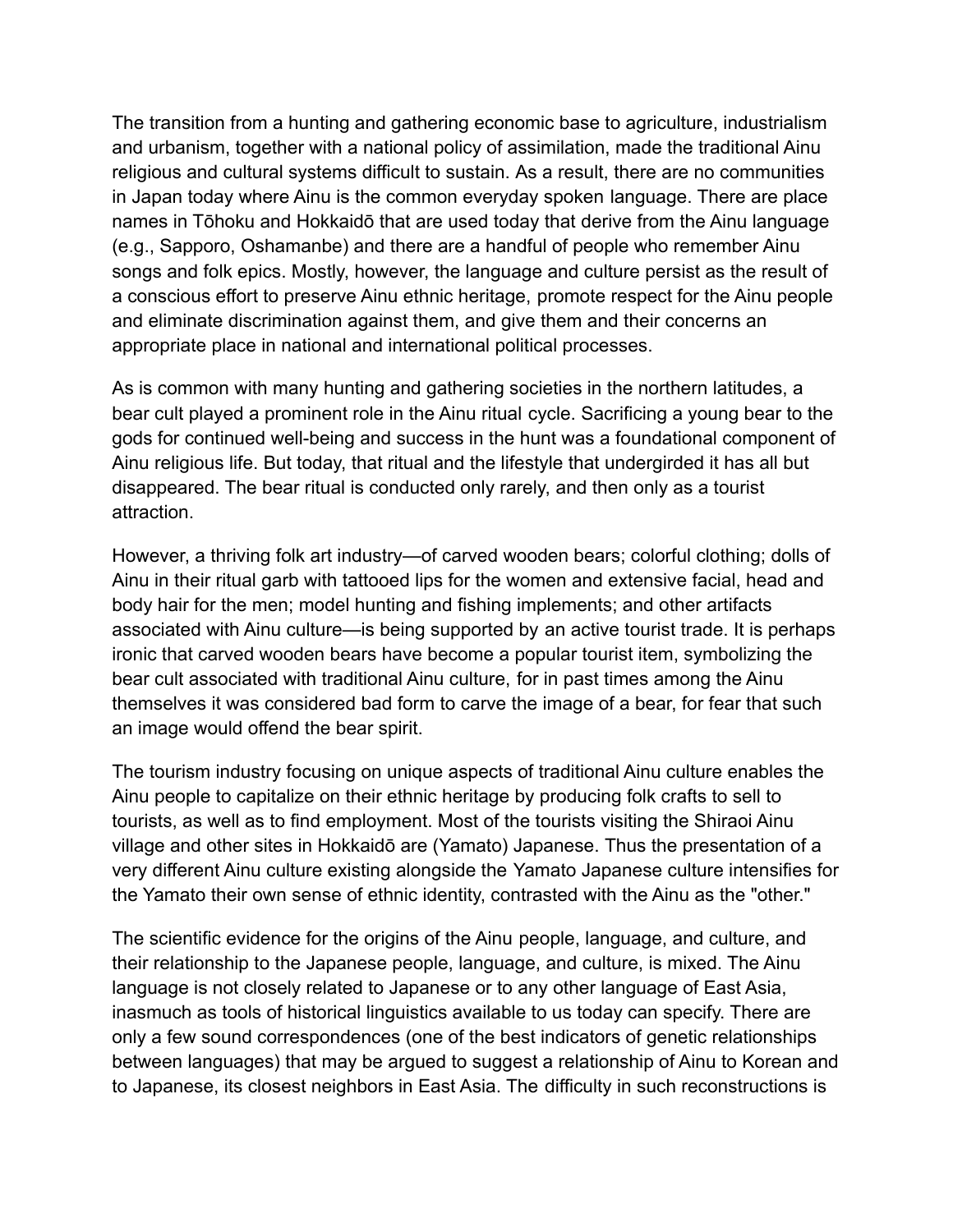The transition from a hunting and gathering economic base to agriculture, industrialism and urbanism, together with a national policy of assimilation, made the traditional Ainu religious and cultural systems difficult to sustain. As a result, there are no communities in Japan today where Ainu is the common everyday spoken language. There are place names in Tōhoku and Hokkaidō that are used today that derive from the Ainu language (e.g., Sapporo, Oshamanbe) and there are a handful of people who remember Ainu songs and folk epics. Mostly, however, the language and culture persist as the result of a conscious effort to preserve Ainu ethnic heritage, promote respect for the Ainu people and eliminate discrimination against them, and give them and their concerns an appropriate place in national and international political processes.

As is common with many hunting and gathering societies in the northern latitudes, a bear cult played a prominent role in the Ainu ritual cycle. Sacrificing a young bear to the gods for continued well-being and success in the hunt was a foundational component of Ainu religious life. But today, that ritual and the lifestyle that undergirded it has all but disappeared. The bear ritual is conducted only rarely, and then only as a tourist attraction.

However, a thriving folk art industry—of carved wooden bears; colorful clothing; dolls of Ainu in their ritual garb with tattooed lips for the women and extensive facial, head and body hair for the men; model hunting and fishing implements; and other artifacts associated with Ainu culture—is being supported by an active tourist trade. It is perhaps ironic that carved wooden bears have become a popular tourist item, symbolizing the bear cult associated with traditional Ainu culture, for in past times among the Ainu themselves it was considered bad form to carve the image of a bear, for fear that such an image would offend the bear spirit.

The tourism industry focusing on unique aspects of traditional Ainu culture enables the Ainu people to capitalize on their ethnic heritage by producing folk crafts to sell to tourists, as well as to find employment. Most of the tourists visiting the Shiraoi Ainu village and other sites in Hokkaidō are (Yamato) Japanese. Thus the presentation of a very different Ainu culture existing alongside the Yamato Japanese culture intensifies for the Yamato their own sense of ethnic identity, contrasted with the Ainu as the "other."

The scientific evidence for the origins of the Ainu people, language, and culture, and their relationship to the Japanese people, language, and culture, is mixed. The Ainu language is not closely related to Japanese or to any other language of East Asia, inasmuch as tools of historical linguistics available to us today can specify. There are only a few sound correspondences (one of the best indicators of genetic relationships between languages) that may be argued to suggest a relationship of Ainu to Korean and to Japanese, its closest neighbors in East Asia. The difficulty in such reconstructions is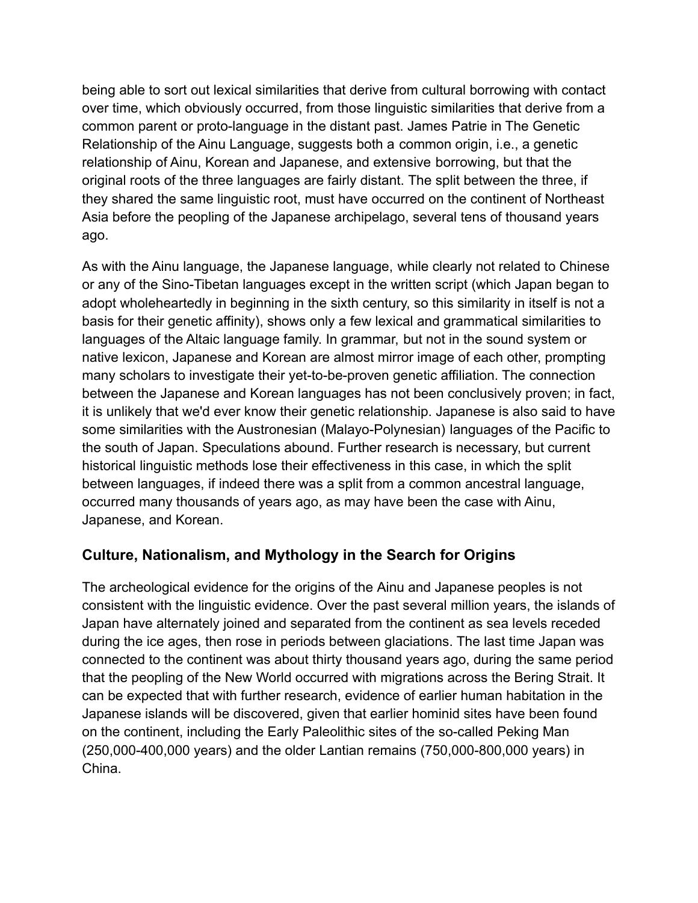being able to sort out lexical similarities that derive from cultural borrowing with contact over time, which obviously occurred, from those linguistic similarities that derive from a common parent or proto-language in the distant past. James Patrie in The Genetic Relationship of the Ainu Language, suggests both a common origin, i.e., a genetic relationship of Ainu, Korean and Japanese, and extensive borrowing, but that the original roots of the three languages are fairly distant. The split between the three, if they shared the same linguistic root, must have occurred on the continent of Northeast Asia before the peopling of the Japanese archipelago, several tens of thousand years ago.

As with the Ainu language, the Japanese language, while clearly not related to Chinese or any of the Sino-Tibetan languages except in the written script (which Japan began to adopt wholeheartedly in beginning in the sixth century, so this similarity in itself is not a basis for their genetic affinity), shows only a few lexical and grammatical similarities to languages of the Altaic language family. In grammar, but not in the sound system or native lexicon, Japanese and Korean are almost mirror image of each other, prompting many scholars to investigate their yet-to-be-proven genetic affiliation. The connection between the Japanese and Korean languages has not been conclusively proven; in fact, it is unlikely that we'd ever know their genetic relationship. Japanese is also said to have some similarities with the Austronesian (Malayo-Polynesian) languages of the Pacific to the south of Japan. Speculations abound. Further research is necessary, but current historical linguistic methods lose their effectiveness in this case, in which the split between languages, if indeed there was a split from a common ancestral language, occurred many thousands of years ago, as may have been the case with Ainu, Japanese, and Korean.

## Culture, Nationalism, and Mythology in the Search for Origins

The archeological evidence for the origins of the Ainu and Japanese peoples is not consistent with the linguistic evidence. Over the past several million years, the islands of Japan have alternately joined and separated from the continent as sea levels receded during the ice ages, then rose in periods between glaciations. The last time Japan was connected to the continent was about thirty thousand years ago, during the same period that the peopling of the New World occurred with migrations across the Bering Strait. It can be expected that with further research, evidence of earlier human habitation in the Japanese islands will be discovered, given that earlier hominid sites have been found on the continent, including the Early Paleolithic sites of the so-called Peking Man (250,000-400,000 years) and the older Lantian remains (750,000-800,000 years) in China.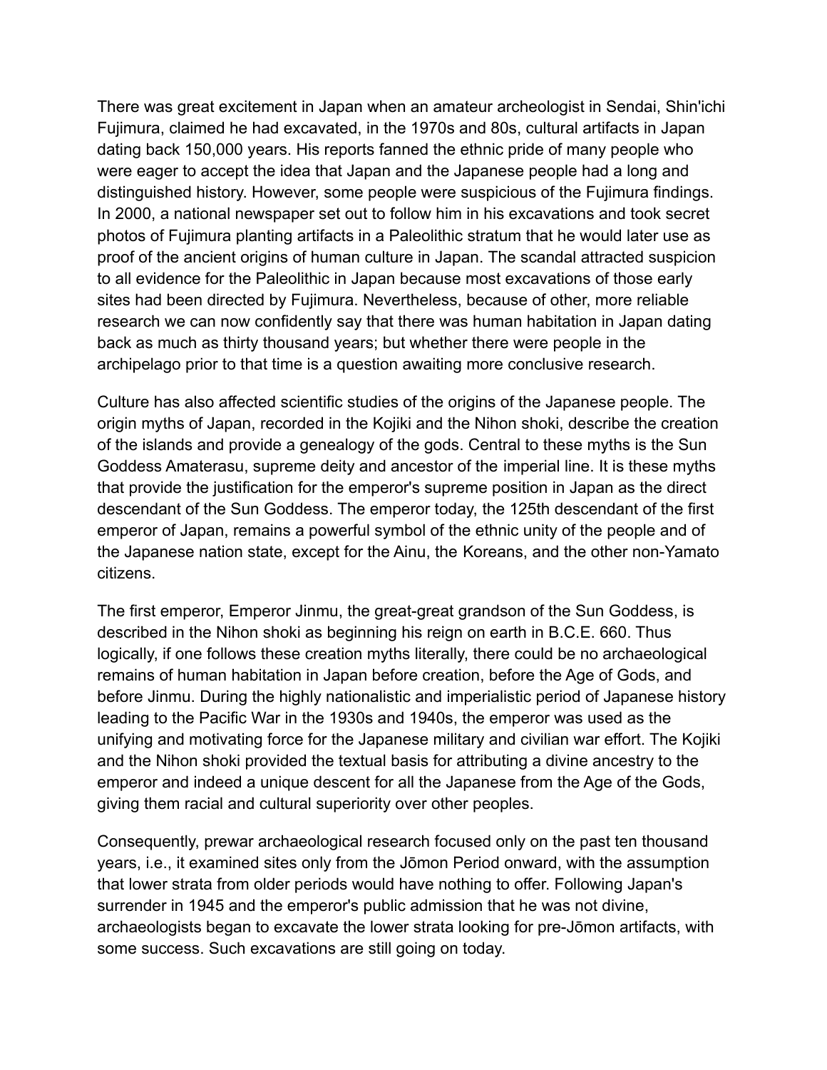There was great excitement in Japan when an amateur archeologist in Sendai, Shin'ichi Fujimura, claimed he had excavated, in the 1970s and 80s, cultural artifacts in Japan dating back 150,000 years. His reports fanned the ethnic pride of many people who were eager to accept the idea that Japan and the Japanese people had a long and distinguished history. However, some people were suspicious of the Fujimura findings. In 2000, a national newspaper set out to follow him in his excavations and took secret photos of Fujimura planting artifacts in a Paleolithic stratum that he would later use as proof of the ancient origins of human culture in Japan. The scandal attracted suspicion to all evidence for the Paleolithic in Japan because most excavations of those early sites had been directed by Fujimura. Nevertheless, because of other, more reliable research we can now confidently say that there was human habitation in Japan dating back as much as thirty thousand years; but whether there were people in the archipelago prior to that time is a question awaiting more conclusive research.

Culture has also affected scientific studies of the origins of the Japanese people. The origin myths of Japan, recorded in the Kojiki and the Nihon shoki, describe the creation of the islands and provide a genealogy of the gods. Central to these myths is the Sun Goddess Amaterasu, supreme deity and ancestor of the imperial line. It is these myths that provide the justification for the emperor's supreme position in Japan as the direct descendant of the Sun Goddess. The emperor today, the 125th descendant of the first emperor of Japan, remains a powerful symbol of the ethnic unity of the people and of the Japanese nation state, except for the Ainu, the Koreans, and the other non-Yamato citizens.

The first emperor, Emperor Jinmu, the great-great grandson of the Sun Goddess, is described in the Nihon shoki as beginning his reign on earth in B.C.E. 660. Thus logically, if one follows these creation myths literally, there could be no archaeological remains of human habitation in Japan before creation, before the Age of Gods, and before Jinmu. During the highly nationalistic and imperialistic period of Japanese history leading to the Pacific War in the 1930s and 1940s, the emperor was used as the unifying and motivating force for the Japanese military and civilian war effort. The Kojiki and the Nihon shoki provided the textual basis for attributing a divine ancestry to the emperor and indeed a unique descent for all the Japanese from the Age of the Gods, giving them racial and cultural superiority over other peoples.

Consequently, prewar archaeological research focused only on the past ten thousand years, i.e., it examined sites only from the Jōmon Period onward, with the assumption that lower strata from older periods would have nothing to offer. Following Japan's surrender in 1945 and the emperor's public admission that he was not divine, archaeologists began to excavate the lower strata looking for pre-Jōmon artifacts, with some success. Such excavations are still going on today.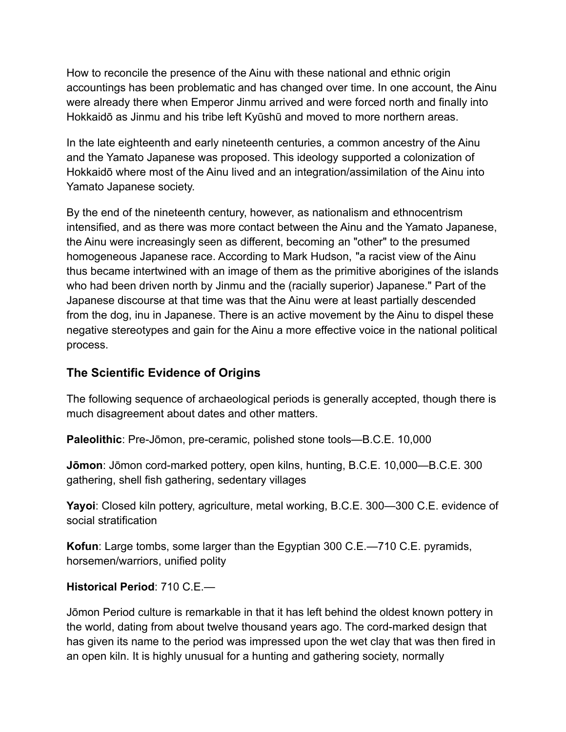How to reconcile the presence of the Ainu with these national and ethnic origin accountings has been problematic and has changed over time. In one account, the Ainu were already there when Emperor Jinmu arrived and were forced north and finally into Hokkaidō as Jinmu and his tribe left Kyūshū and moved to more northern areas.

In the late eighteenth and early nineteenth centuries, a common ancestry of the Ainu and the Yamato Japanese was proposed. This ideology supported a colonization of Hokkaidō where most of the Ainu lived and an integration/assimilation of the Ainu into Yamato Japanese society.

By the end of the nineteenth century, however, as nationalism and ethnocentrism intensified, and as there was more contact between the Ainu and the Yamato Japanese, the Ainu were increasingly seen as different, becoming an "other" to the presumed homogeneous Japanese race. According to Mark Hudson, "a racist view of the Ainu thus became intertwined with an image of them as the primitive aborigines of the islands who had been driven north by Jinmu and the (racially superior) Japanese." Part of the Japanese discourse at that time was that the Ainu were at least partially descended from the dog, inu in Japanese. There is an active movement by the Ainu to dispel these negative stereotypes and gain for the Ainu a more effective voice in the national political process.

### The Scientific Evidence of Origins

The following sequence of archaeological periods is generally accepted, though there is much disagreement about dates and other matters.

**Paleolithic**: Pre-Jōmon, pre-ceramic, polished stone tools—B.C.E. 10,000

**Jōmon**: Jōmon cord-marked pottery, open kilns, hunting, B.C.E. 10,000—B.C.E. 300 gathering, shell fish gathering, sedentary villages

**Yayoi**: Closed kiln pottery, agriculture, metal working, B.C.E. 300—300 C.E. evidence of social stratification

**Kofun**: Large tombs, some larger than the Egyptian 300 C.E.—710 C.E. pyramids, horsemen/warriors, unified polity

**Historical Period**: 710 C.E.—

Jōmon Period culture is remarkable in that it has left behind the oldest known pottery in the world, dating from about twelve thousand years ago. The cord-marked design that has given its name to the period was impressed upon the wet clay that was then fired in an open kiln. It is highly unusual for a hunting and gathering society, normally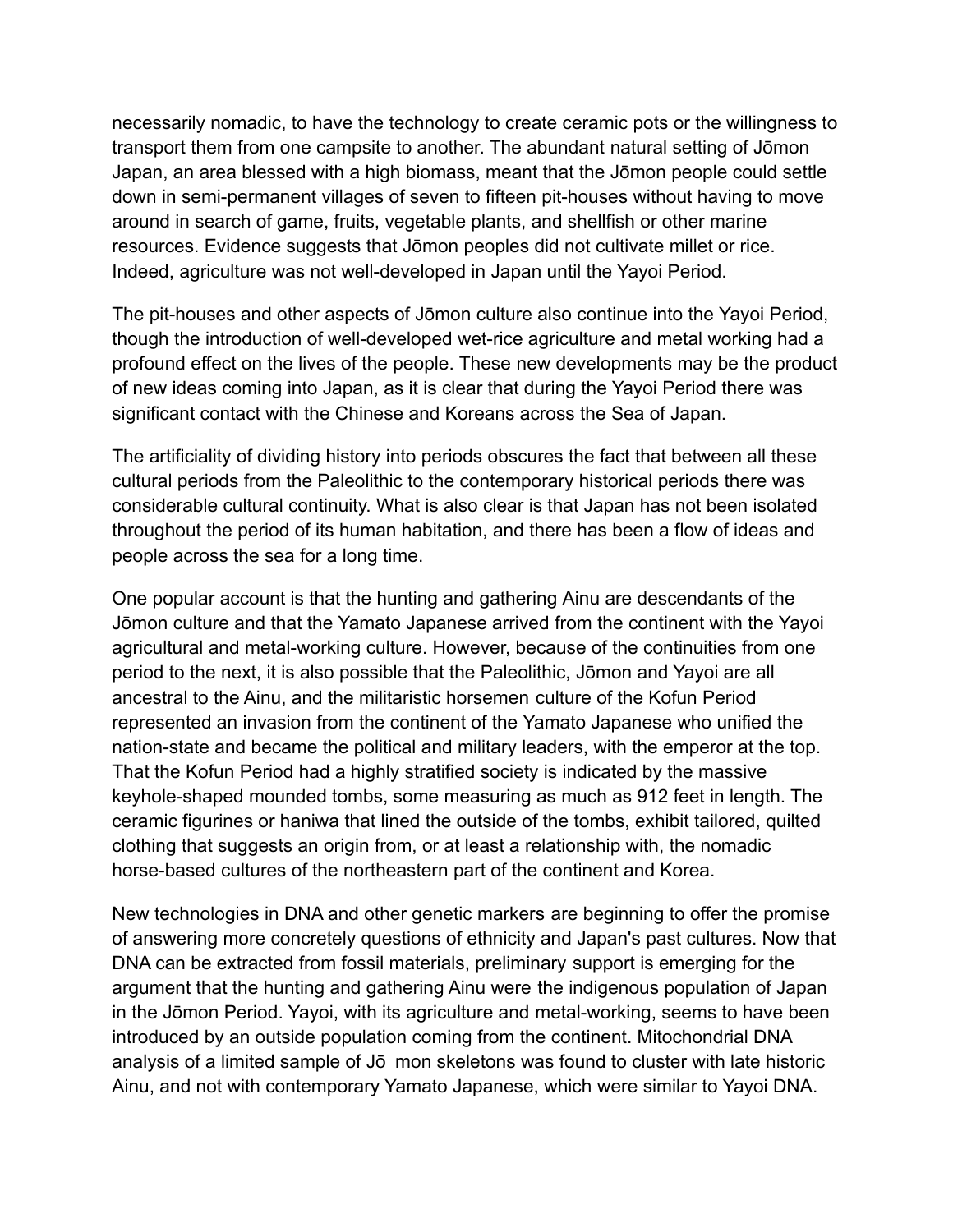necessarily nomadic, to have the technology to create ceramic pots or the willingness to transport them from one campsite to another. The abundant natural setting of Jōmon Japan, an area blessed with a high biomass, meant that the Jōmon people could settle down in semi-permanent villages of seven to fifteen pit-houses without having to move around in search of game, fruits, vegetable plants, and shellfish or other marine resources. Evidence suggests that Jōmon peoples did not cultivate millet or rice. Indeed, agriculture was not well-developed in Japan until the Yayoi Period.

The pit-houses and other aspects of Jōmon culture also continue into the Yayoi Period, though the introduction of well-developed wet-rice agriculture and metal working had a profound effect on the lives of the people. These new developments may be the product of new ideas coming into Japan, as it is clear that during the Yayoi Period there was significant contact with the Chinese and Koreans across the Sea of Japan.

The artificiality of dividing history into periods obscures the fact that between all these cultural periods from the Paleolithic to the contemporary historical periods there was considerable cultural continuity. What is also clear is that Japan has not been isolated throughout the period of its human habitation, and there has been a flow of ideas and people across the sea for a long time.

One popular account is that the hunting and gathering Ainu are descendants of the Jōmon culture and that the Yamato Japanese arrived from the continent with the Yayoi agricultural and metal-working culture. However, because of the continuities from one period to the next, it is also possible that the Paleolithic, Jōmon and Yayoi are all ancestral to the Ainu, and the militaristic horsemen culture of the Kofun Period represented an invasion from the continent of the Yamato Japanese who unified the nation-state and became the political and military leaders, with the emperor at the top. That the Kofun Period had a highly stratified society is indicated by the massive keyhole-shaped mounded tombs, some measuring as much as 912 feet in length. The ceramic figurines or haniwa that lined the outside of the tombs, exhibit tailored, quilted clothing that suggests an origin from, or at least a relationship with, the nomadic horse-based cultures of the northeastern part of the continent and Korea.

New technologies in DNA and other genetic markers are beginning to offer the promise of answering more concretely questions of ethnicity and Japan's past cultures. Now that DNA can be extracted from fossil materials, preliminary support is emerging for the argument that the hunting and gathering Ainu were the indigenous population of Japan in the Jōmon Period. Yayoi, with its agriculture and metal-working, seems to have been introduced by an outside population coming from the continent. Mitochondrial DNA analysis of a limited sample of Jōmon skeletons was found to cluster with late historic Ainu, and not with contemporary Yamato Japanese, which were similar to Yayoi DNA.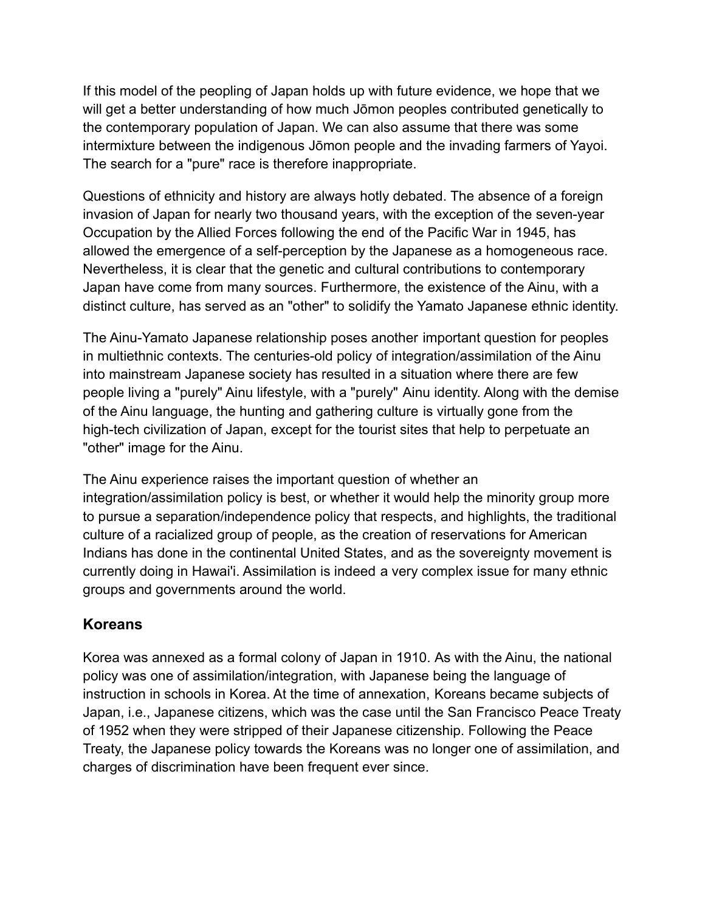If this model of the peopling of Japan holds up with future evidence, we hope that we will get a better understanding of how much Jōmon peoples contributed genetically to the contemporary population of Japan. We can also assume that there was some intermixture between the indigenous Jōmon people and the invading farmers of Yayoi. The search for a "pure" race is therefore inappropriate.

Questions of ethnicity and history are always hotly debated. The absence of a foreign invasion of Japan for nearly two thousand years, with the exception of the seven-year Occupation by the Allied Forces following the end of the Pacific War in 1945, has allowed the emergence of a self-perception by the Japanese as a homogeneous race. Nevertheless, it is clear that the genetic and cultural contributions to contemporary Japan have come from many sources. Furthermore, the existence of the Ainu, with a distinct culture, has served as an "other" to solidify the Yamato Japanese ethnic identity.

The Ainu-Yamato Japanese relationship poses another important question for peoples in multiethnic contexts. The centuries-old policy of integration/assimilation of the Ainu into mainstream Japanese society has resulted in a situation where there are few people living a "purely" Ainu lifestyle, with a "purely" Ainu identity. Along with the demise of the Ainu language, the hunting and gathering culture is virtually gone from the high-tech civilization of Japan, except for the tourist sites that help to perpetuate an "other" image for the Ainu.

The Ainu experience raises the important question of whether an integration/assimilation policy is best, or whether it would help the minority group more to pursue a separation/independence policy that respects, and highlights, the traditional culture of a racialized group of people, as the creation of reservations for American Indians has done in the continental United States, and as the sovereignty movement is currently doing in Hawai'i. Assimilation is indeed a very complex issue for many ethnic groups and governments around the world.

## Koreans

Korea was annexed as a formal colony of Japan in 1910. As with the Ainu, the national policy was one of assimilation/integration, with Japanese being the language of instruction in schools in Korea. At the time of annexation, Koreans became subjects of Japan, i.e., Japanese citizens, which was the case until the San Francisco Peace Treaty of 1952 when they were stripped of their Japanese citizenship. Following the Peace Treaty, the Japanese policy towards the Koreans was no longer one of assimilation, and charges of discrimination have been frequent ever since.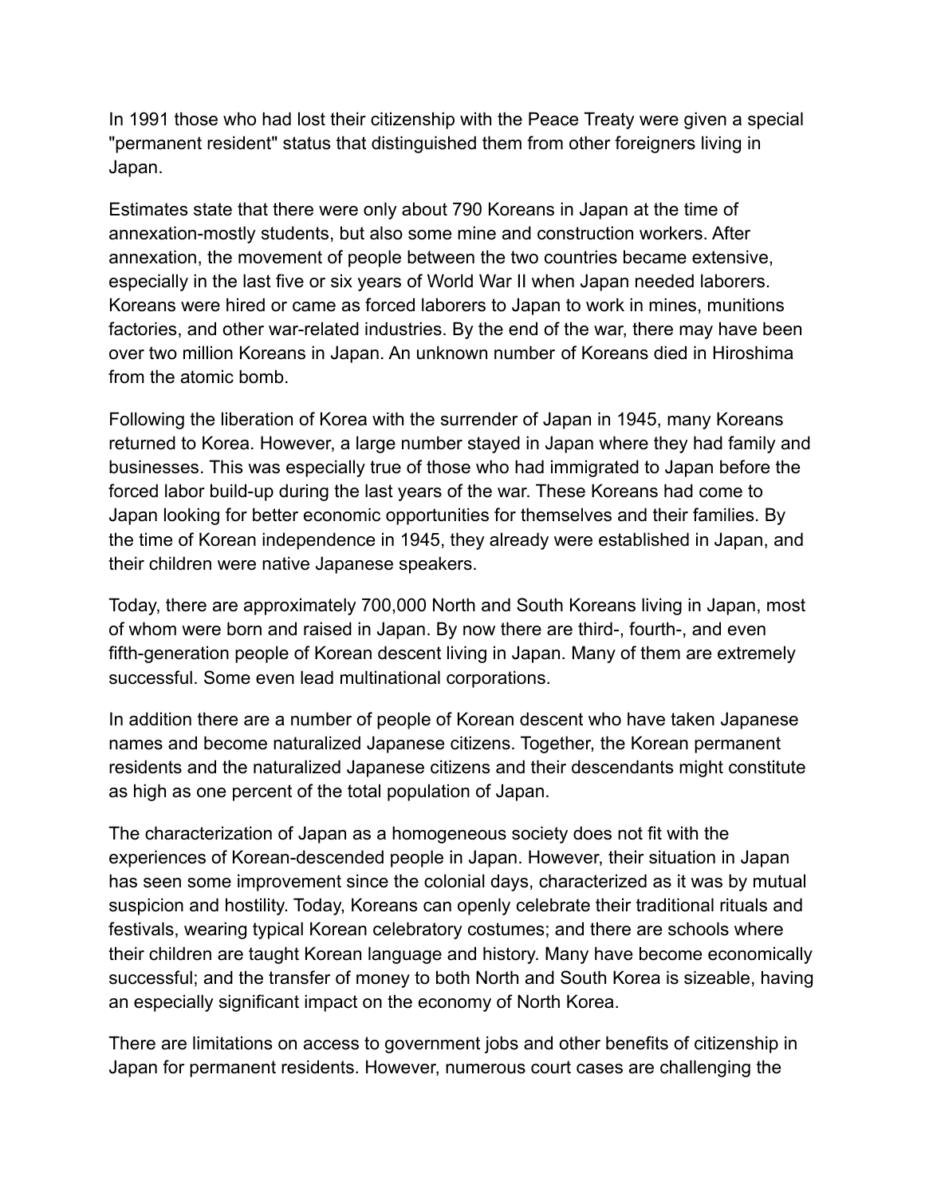In 1991 those who had lost their citizenship with the Peace Treaty were given a special "permanent resident" status that distinguished them from other foreigners living in Japan.

Estimates state that there were only about 790 Koreans in Japan at the time of annexation-mostly students, but also some mine and construction workers. After annexation, the movement of people between the two countries became extensive, especially in the last five or six years of World War II when Japan needed laborers. Koreans were hired or came as forced laborers to Japan to work in mines, munitions factories, and other war-related industries. By the end of the war, there may have been over two million Koreans in Japan. An unknown number of Koreans died in Hiroshima from the atomic bomb.

Following the liberation of Korea with the surrender of Japan in 1945, many Koreans returned to Korea. However, a large number stayed in Japan where they had family and businesses. This was especially true of those who had immigrated to Japan before the forced labor build-up during the last years of the war. These Koreans had come to Japan looking for better economic opportunities for themselves and their families. By the time of Korean independence in 1945, they already were established in Japan, and their children were native Japanese speakers.

Today, there are approximately 700,000 North and South Koreans living in Japan, most of whom were born and raised in Japan. By now there are third-, fourth-, and even fifth-generation people of Korean descent living in Japan. Many of them are extremely successful. Some even lead multinational corporations.

In addition there are a number of people of Korean descent who have taken Japanese names and become naturalized Japanese citizens. Together, the Korean permanent residents and the naturalized Japanese citizens and their descendants might constitute as high as one percent of the total population of Japan.

The characterization of Japan as a homogeneous society does not fit with the experiences of Korean-descended people in Japan. However, their situation in Japan has seen some improvement since the colonial days, characterized as it was by mutual suspicion and hostility. Today, Koreans can openly celebrate their traditional rituals and festivals, wearing typical Korean celebratory costumes; and there are schools where their children are taught Korean language and history. Many have become economically successful; and the transfer of money to both North and South Korea is sizeable, having an especially significant impact on the economy of North Korea.

There are limitations on access to government jobs and other benefits of citizenship in Japan for permanent residents. However, numerous court cases are challenging the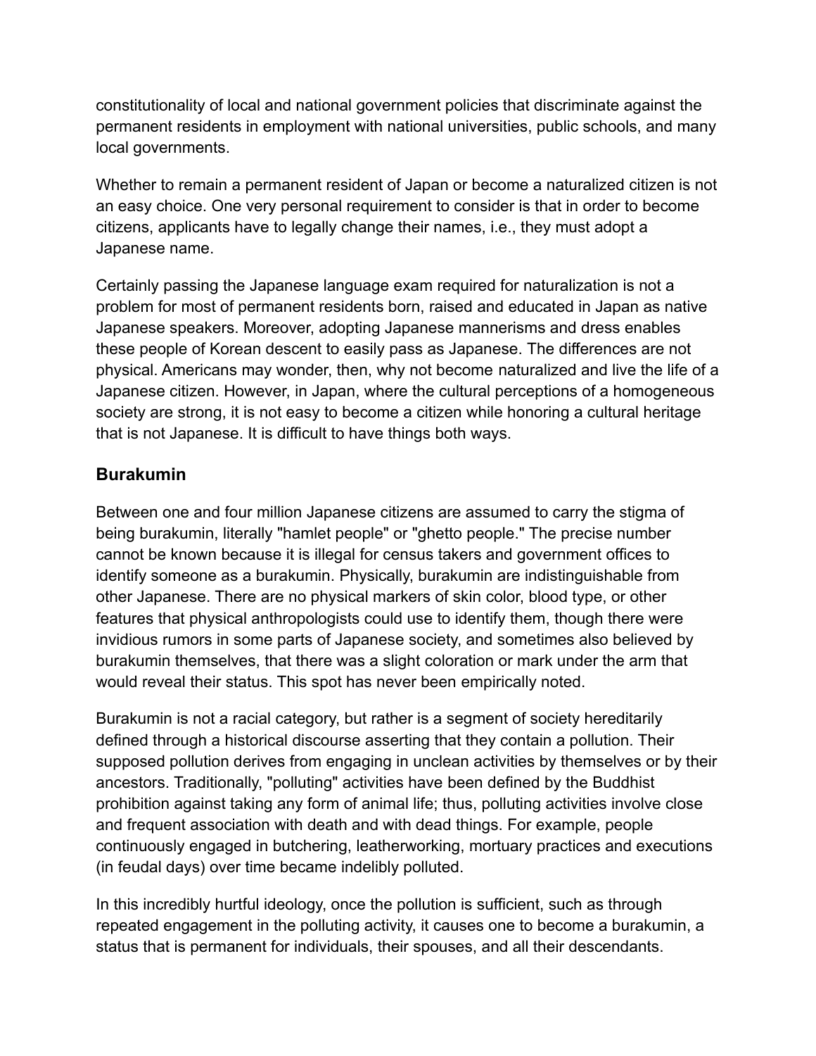constitutionality of local and national government policies that discriminate against the permanent residents in employment with national universities, public schools, and many local governments.

Whether to remain a permanent resident of Japan or become a naturalized citizen is not an easy choice. One very personal requirement to consider is that in order to become citizens, applicants have to legally change their names, i.e., they must adopt a Japanese name.

Certainly passing the Japanese language exam required for naturalization is not a problem for most of permanent residents born, raised and educated in Japan as native Japanese speakers. Moreover, adopting Japanese mannerisms and dress enables these people of Korean descent to easily pass as Japanese. The differences are not physical. Americans may wonder, then, why not become naturalized and live the life of a Japanese citizen. However, in Japan, where the cultural perceptions of a homogeneous society are strong, it is not easy to become a citizen while honoring a cultural heritage that is not Japanese. It is difficult to have things both ways.

## Burakumin

Between one and four million Japanese citizens are assumed to carry the stigma of being burakumin, literally "hamlet people" or "ghetto people." The precise number cannot be known because it is illegal for census takers and government offices to identify someone as a burakumin. Physically, burakumin are indistinguishable from other Japanese. There are no physical markers of skin color, blood type, or other features that physical anthropologists could use to identify them, though there were invidious rumors in some parts of Japanese society, and sometimes also believed by burakumin themselves, that there was a slight coloration or mark under the arm that would reveal their status. This spot has never been empirically noted.

Burakumin is not a racial category, but rather is a segment of society hereditarily defined through a historical discourse asserting that they contain a pollution. Their supposed pollution derives from engaging in unclean activities by themselves or by their ancestors. Traditionally, "polluting" activities have been defined by the Buddhist prohibition against taking any form of animal life; thus, polluting activities involve close and frequent association with death and with dead things. For example, people continuously engaged in butchering, leatherworking, mortuary practices and executions (in feudal days) over time became indelibly polluted.

In this incredibly hurtful ideology, once the pollution is sufficient, such as through repeated engagement in the polluting activity, it causes one to become a burakumin, a status that is permanent for individuals, their spouses, and all their descendants.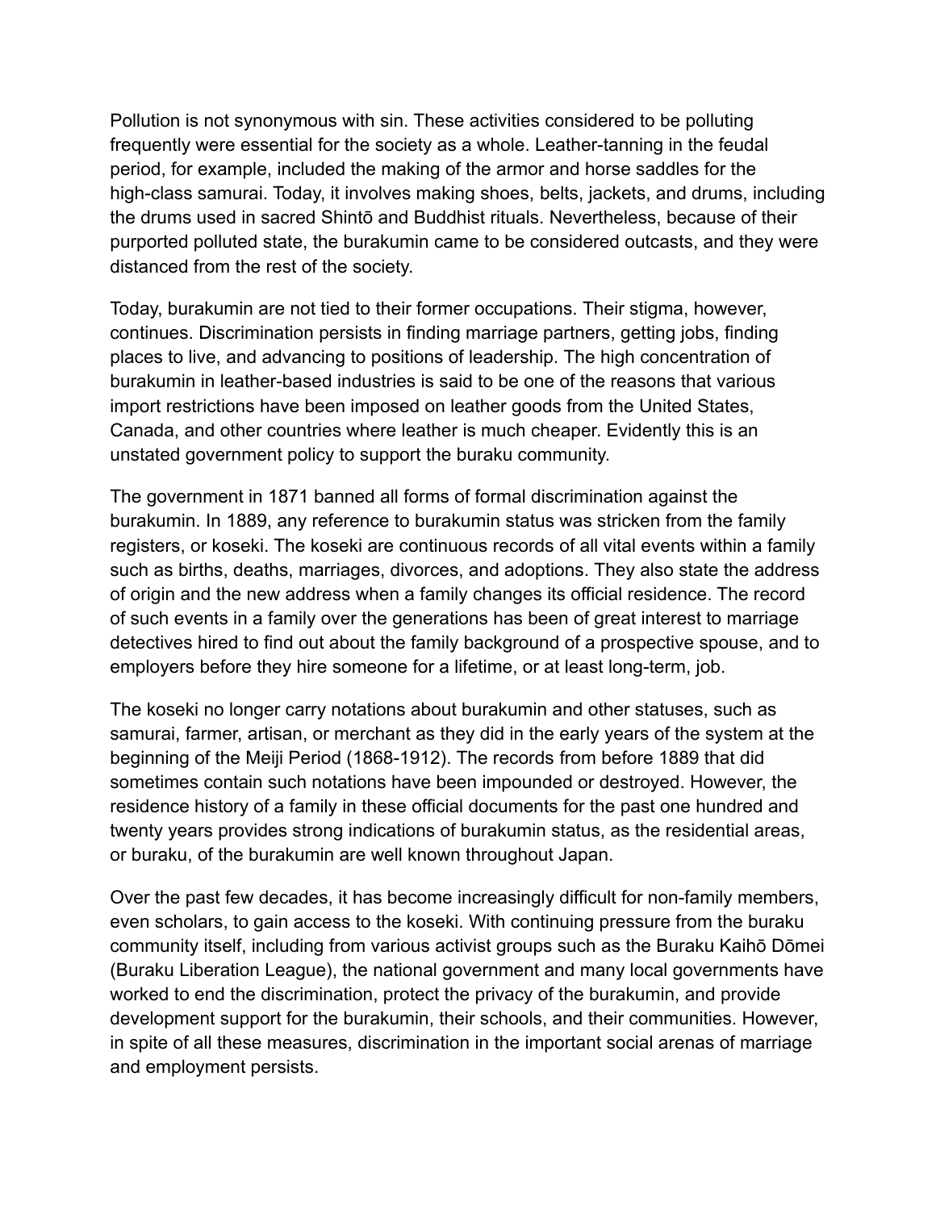Pollution is not synonymous with sin. These activities considered to be polluting frequently were essential for the society as a whole. Leather-tanning in the feudal period, for example, included the making of the armor and horse saddles for the high-class samurai. Today, it involves making shoes, belts, jackets, and drums, including the drums used in sacred Shintō and Buddhist rituals. Nevertheless, because of their purported polluted state, the burakumin came to be considered outcasts, and they were distanced from the rest of the society.

Today, burakumin are not tied to their former occupations. Their stigma, however, continues. Discrimination persists in finding marriage partners, getting jobs, finding places to live, and advancing to positions of leadership. The high concentration of burakumin in leather-based industries is said to be one of the reasons that various import restrictions have been imposed on leather goods from the United States, Canada, and other countries where leather is much cheaper. Evidently this is an unstated government policy to support the buraku community.

The government in 1871 banned all forms of formal discrimination against the burakumin. In 1889, any reference to burakumin status was stricken from the family registers, or koseki. The koseki are continuous records of all vital events within a family such as births, deaths, marriages, divorces, and adoptions. They also state the address of origin and the new address when a family changes its official residence. The record of such events in a family over the generations has been of great interest to marriage detectives hired to find out about the family background of a prospective spouse, and to employers before they hire someone for a lifetime, or at least long-term, job.

The koseki no longer carry notations about burakumin and other statuses, such as samurai, farmer, artisan, or merchant as they did in the early years of the system at the beginning of the Meiji Period (1868-1912). The records from before 1889 that did sometimes contain such notations have been impounded or destroyed. However, the residence history of a family in these official documents for the past one hundred and twenty years provides strong indications of burakumin status, as the residential areas, or buraku, of the burakumin are well known throughout Japan.

Over the past few decades, it has become increasingly difficult for non-family members, even scholars, to gain access to the koseki. With continuing pressure from the buraku community itself, including from various activist groups such as the Buraku Kaihō Dōmei (Buraku Liberation League), the national government and many local governments have worked to end the discrimination, protect the privacy of the burakumin, and provide development support for the burakumin, their schools, and their communities. However, in spite of all these measures, discrimination in the important social arenas of marriage and employment persists.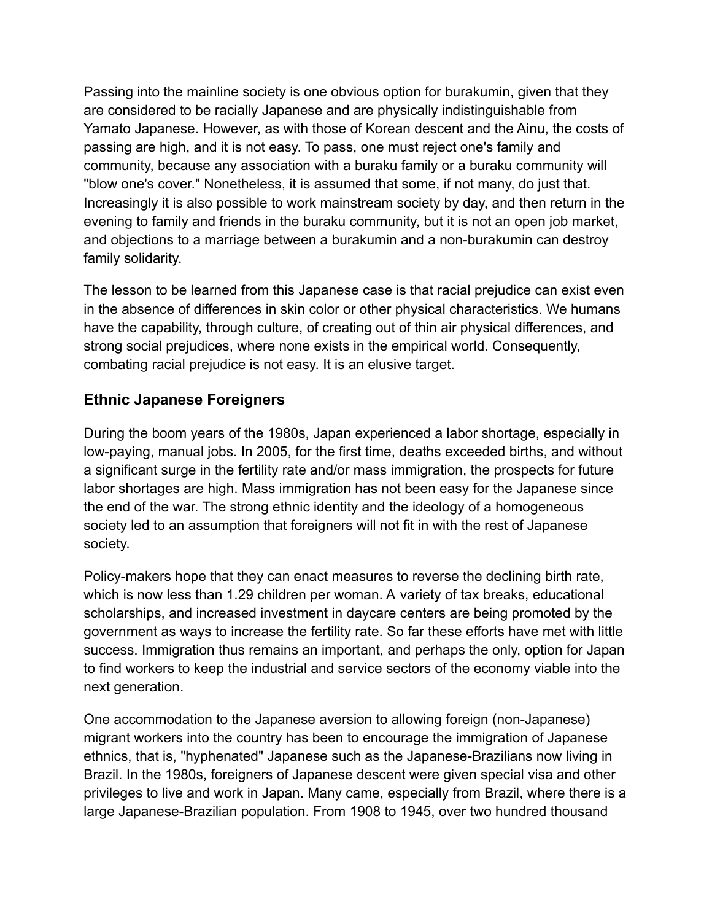Passing into the mainline society is one obvious option for burakumin, given that they are considered to be racially Japanese and are physically indistinguishable from Yamato Japanese. However, as with those of Korean descent and the Ainu, the costs of passing are high, and it is not easy. To pass, one must reject one's family and community, because any association with a buraku family or a buraku community will "blow one's cover." Nonetheless, it is assumed that some, if not many, do just that. Increasingly it is also possible to work mainstream society by day, and then return in the evening to family and friends in the buraku community, but it is not an open job market, and objections to a marriage between a burakumin and a non-burakumin can destroy family solidarity.

The lesson to be learned from this Japanese case is that racial prejudice can exist even in the absence of differences in skin color or other physical characteristics. We humans have the capability, through culture, of creating out of thin air physical differences, and strong social prejudices, where none exists in the empirical world. Consequently, combating racial prejudice is not easy. It is an elusive target.

### Ethnic Japanese Foreigners

During the boom years of the 1980s, Japan experienced a labor shortage, especially in low-paying, manual jobs. In 2005, for the first time, deaths exceeded births, and without a significant surge in the fertility rate and/or mass immigration, the prospects for future labor shortages are high. Mass immigration has not been easy for the Japanese since the end of the war. The strong ethnic identity and the ideology of a homogeneous society led to an assumption that foreigners will not fit in with the rest of Japanese society.

Policy-makers hope that they can enact measures to reverse the declining birth rate, which is now less than 1.29 children per woman. A variety of tax breaks, educational scholarships, and increased investment in daycare centers are being promoted by the government as ways to increase the fertility rate. So far these efforts have met with little success. Immigration thus remains an important, and perhaps the only, option for Japan to find workers to keep the industrial and service sectors of the economy viable into the next generation.

One accommodation to the Japanese aversion to allowing foreign (non-Japanese) migrant workers into the country has been to encourage the immigration of Japanese ethnics, that is, "hyphenated" Japanese such as the Japanese-Brazilians now living in Brazil. In the 1980s, foreigners of Japanese descent were given special visa and other privileges to live and work in Japan. Many came, especially from Brazil, where there is a large Japanese-Brazilian population. From 1908 to 1945, over two hundred thousand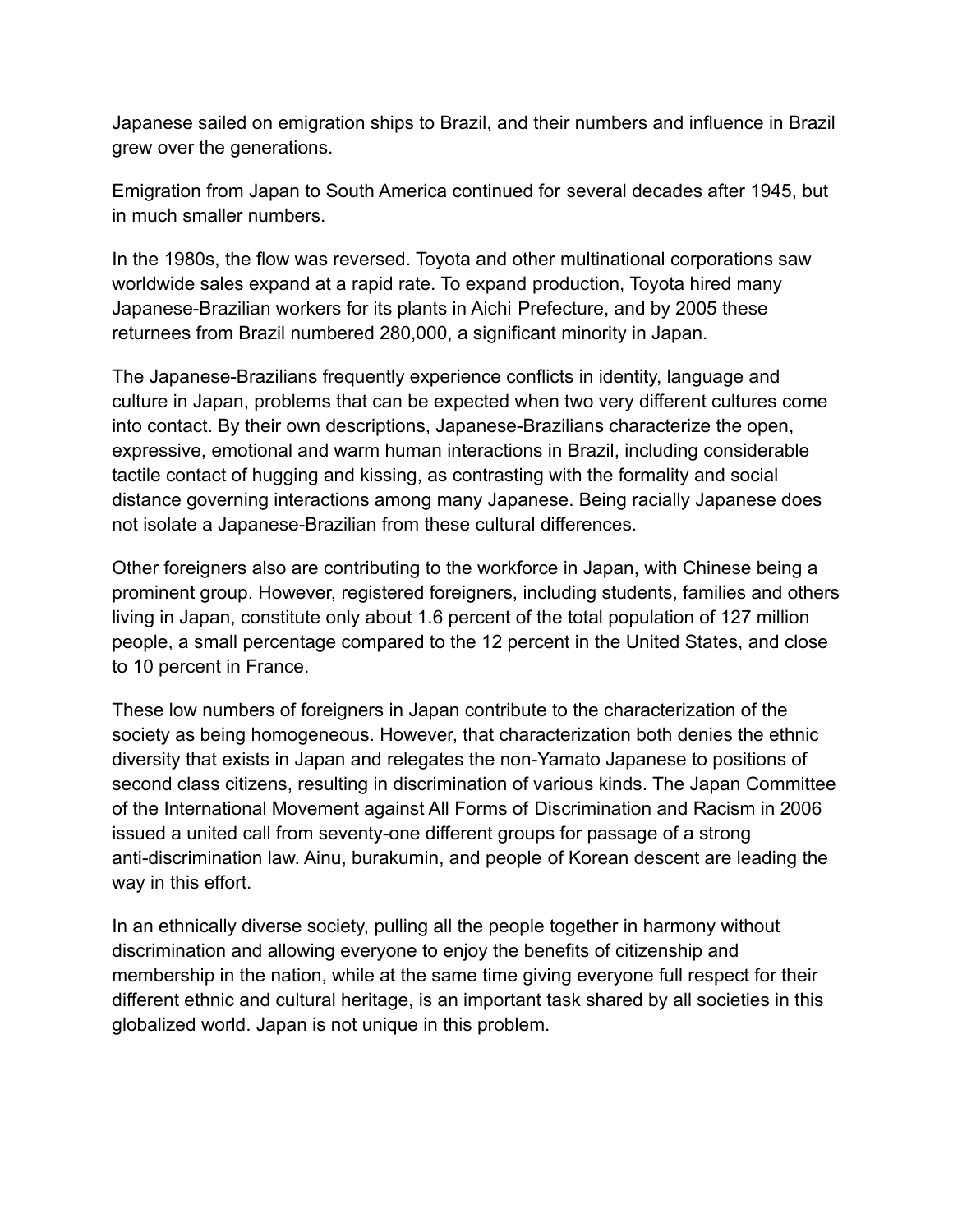Japanese sailed on emigration ships to Brazil, and their numbers and influence in Brazil grew over the generations.

Emigration from Japan to South America continued for several decades after 1945, but in much smaller numbers.

In the 1980s, the flow was reversed. Toyota and other multinational corporations saw worldwide sales expand at a rapid rate. To expand production, Toyota hired many Japanese-Brazilian workers for its plants in Aichi Prefecture, and by 2005 these returnees from Brazil numbered 280,000, a significant minority in Japan.

The Japanese-Brazilians frequently experience conflicts in identity, language and culture in Japan, problems that can be expected when two very different cultures come into contact. By their own descriptions, Japanese-Brazilians characterize the open, expressive, emotional and warm human interactions in Brazil, including considerable tactile contact of hugging and kissing, as contrasting with the formality and social distance governing interactions among many Japanese. Being racially Japanese does not isolate a Japanese-Brazilian from these cultural differences.

Other foreigners also are contributing to the workforce in Japan, with Chinese being a prominent group. However, registered foreigners, including students, families and others living in Japan, constitute only about 1.6 percent of the total population of 127 million people, a small percentage compared to the 12 percent in the United States, and close to 10 percent in France.

These low numbers of foreigners in Japan contribute to the characterization of the society as being homogeneous. However, that characterization both denies the ethnic diversity that exists in Japan and relegates the non-Yamato Japanese to positions of second class citizens, resulting in discrimination of various kinds. The Japan Committee of the International Movement against All Forms of Discrimination and Racism in 2006 issued a united call from seventy-one different groups for passage of a strong anti-discrimination law. Ainu, burakumin, and people of Korean descent are leading the way in this effort.

In an ethnically diverse society, pulling all the people together in harmony without discrimination and allowing everyone to enjoy the benefits of citizenship and membership in the nation, while at the same time giving everyone full respect for their different ethnic and cultural heritage, is an important task shared by all societies in this globalized world. Japan is not unique in this problem.

---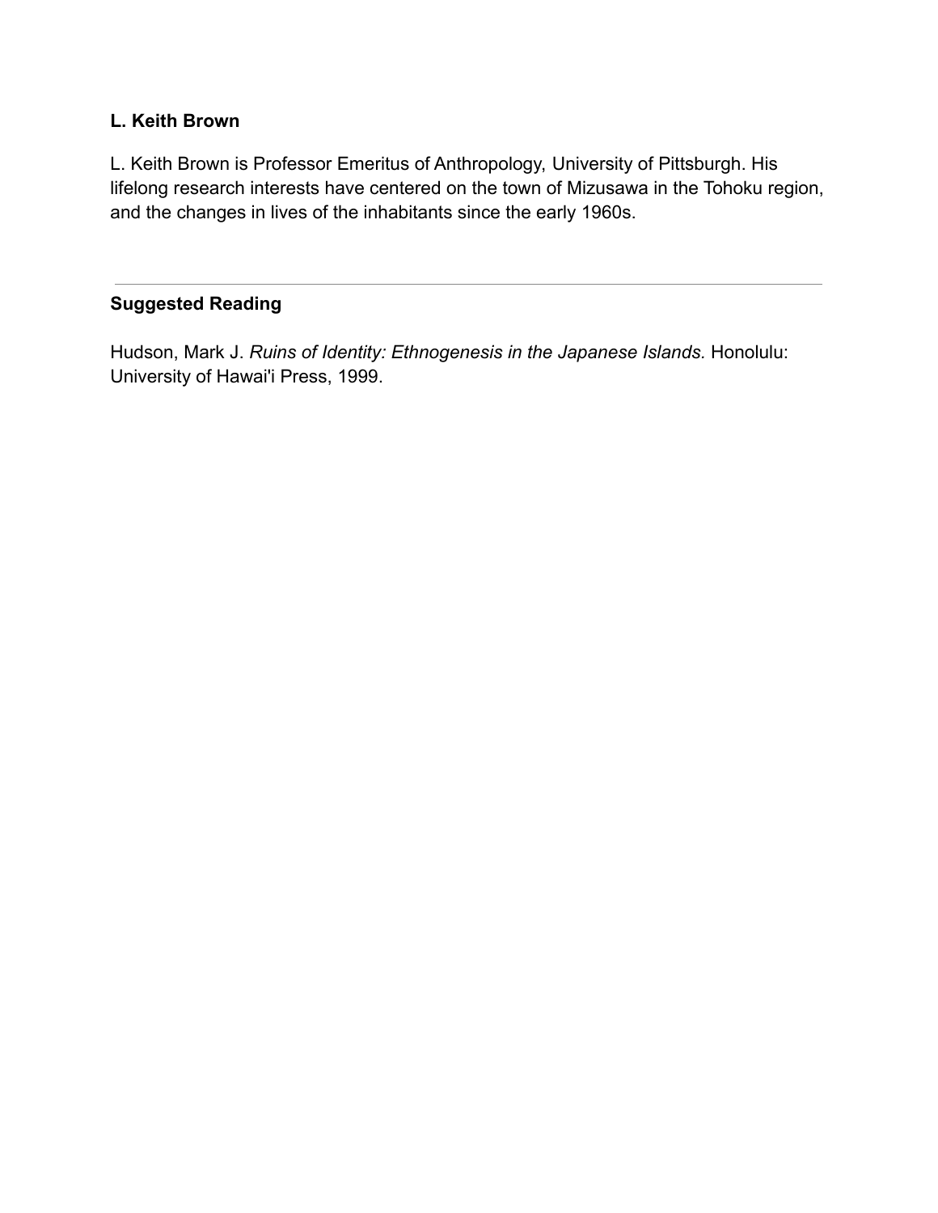**L. Keith Brown**

L. Keith Brown is Professor Emeritus of Anthropology, University of Pittsburgh. His lifelong research interests have centered on the town of Mizusawa in the Tohoku region, and the changes in lives of the inhabitants since the early 1960s.

---

**Suggested Reading**

Hudson, Mark J. *Ruins of Identity: Ethnogenesis in the Japanese Islands.* Honolulu: University of Hawai'i Press, 1999.